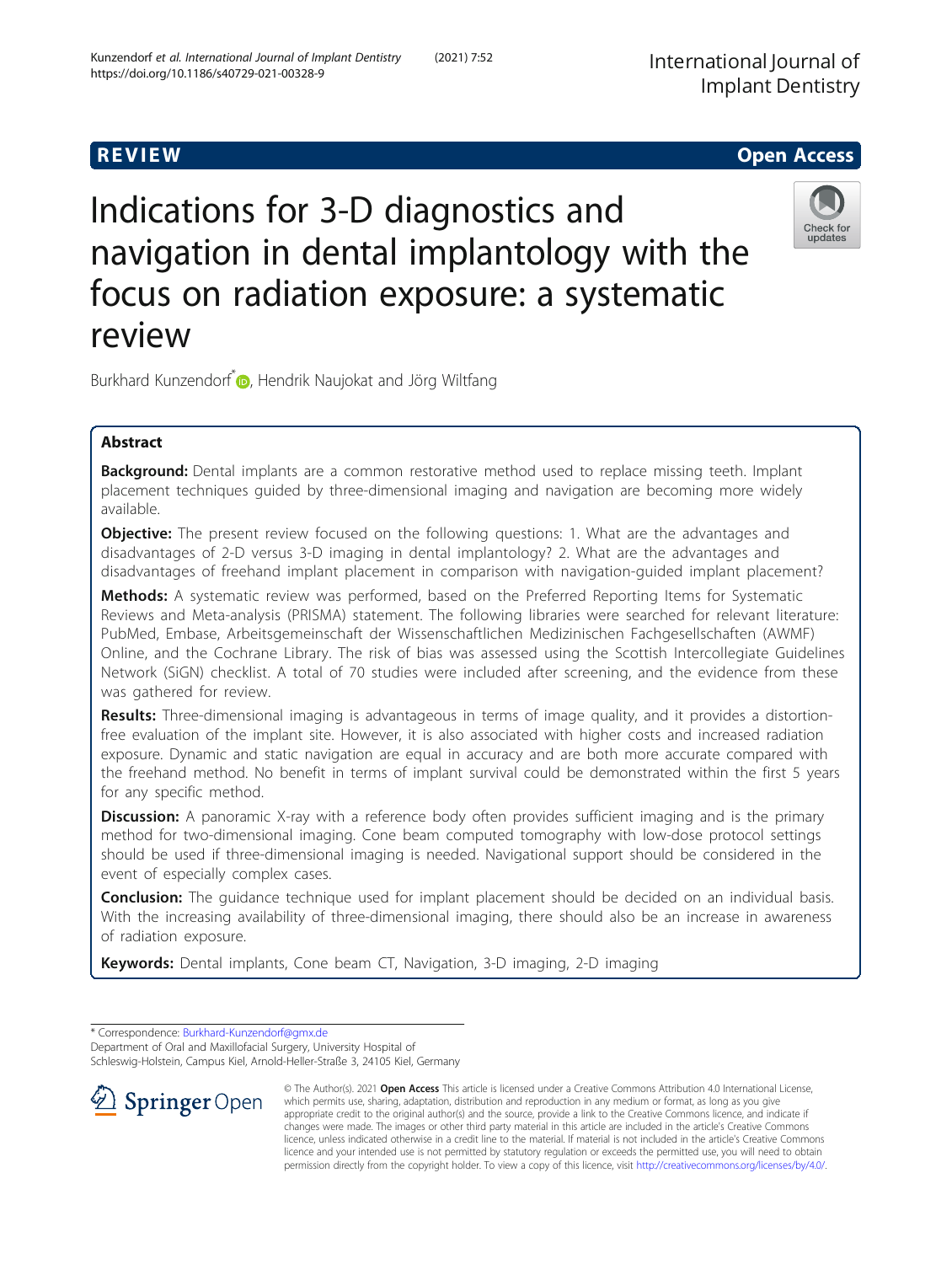REVIEW

Open Access

# Indications for 3-D diagnostics and navigation in dental implantology with the focus on radiation exposure: a systematic review

Burkhard Kunzendorf*, Hendrik Naujokat and Jörg Wiltfang

## Abstract

**Background:** Dental implants are a common restorative method used to replace missing teeth. Implant placement techniques guided by three-dimensional imaging and navigation are becoming more widely available.

**Objective:** The present review focused on the following questions: 1. What are the advantages and disadvantages of 2-D versus 3-D imaging in dental implantology? 2. What are the advantages and disadvantages of freehand implant placement in comparison with navigation-guided implant placement?

**Methods:** A systematic review was performed, based on the Preferred Reporting Items for Systematic Reviews and Meta-analysis (PRISMA) statement. The following libraries were searched for relevant literature: PubMed, Embase, Arbeitsgemeinschaft der Wissenschaftlichen Medizinischen Fachgesellschaften (AWMF) Online, and the Cochrane Library. The risk of bias was assessed using the Scottish Intercollegiate Guidelines Network (SiGN) checklist. A total of 70 studies were included after screening, and the evidence from these was gathered for review.

**Results:** Three-dimensional imaging is advantageous in terms of image quality, and it provides a distortion-free evaluation of the implant site. However, it is also associated with higher costs and increased radiation exposure. Dynamic and static navigation are equal in accuracy and are both more accurate compared with the freehand method. No benefit in terms of implant survival could be demonstrated within the first 5 years for any specific method.

**Discussion:** A panoramic X-ray with a reference body often provides sufficient imaging and is the primary method for two-dimensional imaging. Cone beam computed tomography with low-dose protocol settings should be used if three-dimensional imaging is needed. Navigational support should be considered in the event of especially complex cases.

**Conclusion:** The guidance technique used for implant placement should be decided on an individual basis. With the increasing availability of three-dimensional imaging, there should also be an increase in awareness of radiation exposure.

**Keywords:** Dental implants, Cone beam CT, Navigation, 3-D imaging, 2-D imaging

* Correspondence: Burkhard-Kunzendorf@gmx.de
Department of Oral and Maxillofacial Surgery, University Hospital of Schleswig-Holstein, Campus Kiel, Arnold-Heller-Straße 3, 24105 Kiel, Germany

© The Author(s). 2021 **Open Access** This article is licensed under a Creative Commons Attribution 4.0 International License, which permits use, sharing, adaptation, distribution and reproduction in any medium or format, as long as you give appropriate credit to the original author(s) and the source, provide a link to the Creative Commons licence, and indicate if changes were made. The images or other third party material in this article are included in the article's Creative Commons licence, unless indicated otherwise in a credit line to the material. If material is not included in the article's Creative Commons licence and your intended use is not permitted by statutory regulation or exceeds the permitted use, you will need to obtain permission directly from the copyright holder. To view a copy of this licence, visit http://creativecommons.org/licenses/by/4.0/.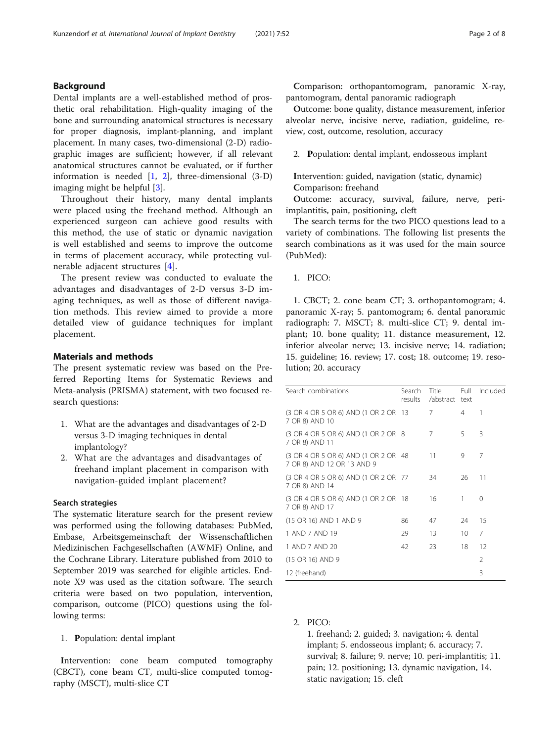## Background

Dental implants are a well-established method of prosthetic oral rehabilitation. High-quality imaging of the bone and surrounding anatomical structures is necessary for proper diagnosis, implant-planning, and implant placement. In many cases, two-dimensional (2-D) radiographic images are sufficient; however, if all relevant anatomical structures cannot be evaluated, or if further information is needed [1, 2], three-dimensional (3-D) imaging might be helpful [3].

Throughout their history, many dental implants were placed using the freehand method. Although an experienced surgeon can achieve good results with this method, the use of static or dynamic navigation is well established and seems to improve the outcome in terms of placement accuracy, while protecting vulnerable adjacent structures [4].

The present review was conducted to evaluate the advantages and disadvantages of 2-D versus 3-D imaging techniques, as well as those of different navigation methods. This review aimed to provide a more detailed view of guidance techniques for implant placement.

## Materials and methods

The present systematic review was based on the Preferred Reporting Items for Systematic Reviews and Meta-analysis (PRISMA) statement, with two focused research questions:

1. What are the advantages and disadvantages of 2-D versus 3-D imaging techniques in dental implantology?
2. What are the advantages and disadvantages of freehand implant placement in comparison with navigation-guided implant placement?

### Search strategies

The systematic literature search for the present review was performed using the following databases: PubMed, Embase, Arbeitsgemeinschaft der Wissenschaftlichen Medizinischen Fachgesellschaften (AWMF) Online, and the Cochrane Library. Literature published from 2010 to September 2019 was searched for eligible articles. Endnote X9 was used as the citation software. The search criteria were based on two population, intervention, comparison, outcome (PICO) questions using the following terms:

1. **P**opulation: dental implant

**I**ntervention: cone beam computed tomography (CBCT), cone beam CT, multi-slice computed tomography (MSCT), multi-slice CT

**C**omparison: orthopantomogram, panoramic X-ray, pantomogram, dental panoramic radiograph

**O**utcome: bone quality, distance measurement, inferior alveolar nerve, incisive nerve, radiation, guideline, review, cost, outcome, resolution, accuracy

2. **P**opulation: dental implant, endosseous implant

**I**ntervention: guided, navigation (static, dynamic)

**C**omparison: freehand

**O**utcome: accuracy, survival, failure, nerve, peri-implantitis, pain, positioning, cleft

The search terms for the two PICO questions lead to a variety of combinations. The following list presents the search combinations as it was used for the main source (PubMed):

1. PICO:

1. CBCT; 2. cone beam CT; 3. orthopantomogram; 4. panoramic X-ray; 5. pantomogram; 6. dental panoramic radiograph: 7. MSCT; 8. multi-slice CT; 9. dental implant; 10. bone quality; 11. distance measurement, 12. inferior alveolar nerve; 13. incisive nerve; 14. radiation; 15. guideline; 16. review; 17. cost; 18. outcome; 19. resolution; 20. accuracy

| Search combinations | Search results | Title /abstract | Full text | Included |
|---|---|---|---|---|
| (3 OR 4 OR 5 OR 6) AND (1 OR 2 OR 7 OR 8) AND 10 | 13 | 7 | 4 | 1 |
| (3 OR 4 OR 5 OR 6) AND (1 OR 2 OR 7 OR 8) AND 11 | 8 | 7 | 5 | 3 |
| (3 OR 4 OR 5 OR 6) AND (1 OR 2 OR 7 OR 8) AND 12 OR 13 AND 9 | 48 | 11 | 9 | 7 |
| (3 OR 4 OR 5 OR 6) AND (1 OR 2 OR 7 OR 8) AND 14 | 77 | 34 | 26 | 11 |
| (3 OR 4 OR 5 OR 6) AND (1 OR 2 OR 7 OR 8) AND 17 | 18 | 16 | 1 | 0 |
| (15 OR 16) AND 1 AND 9 | 86 | 47 | 24 | 15 |
| 1 AND 7 AND 19 | 29 | 13 | 10 | 7 |
| 1 AND 7 AND 20 | 42 | 23 | 18 | 12 |
| (15 OR 16) AND 9 | | | | 2 |
| 12 (freehand) | | | | 3 |

2. PICO:

1. freehand; 2. guided; 3. navigation; 4. dental implant; 5. endosseous implant; 6. accuracy; 7. survival; 8. failure; 9. nerve; 10. peri-implantitis; 11. pain; 12. positioning; 13. dynamic navigation, 14. static navigation; 15. cleft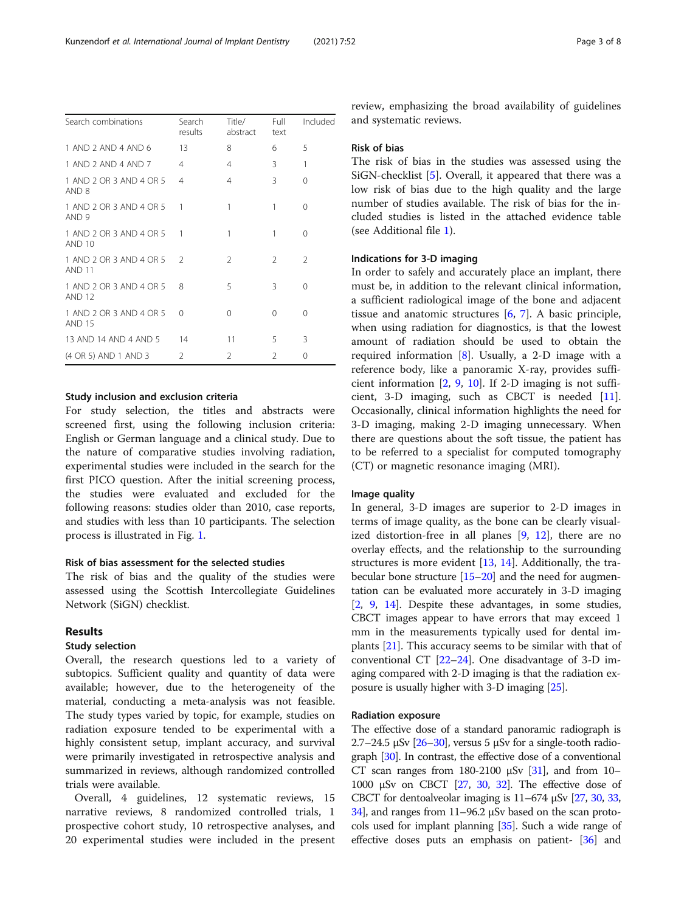| Search combinations | Search results | Title/ abstract | Full text | Included |
|---|---|---|---|---|
| 1 AND 2 AND 4 AND 6 | 13 | 8 | 6 | 5 |
| 1 AND 2 AND 4 AND 7 | 4 | 4 | 3 | 1 |
| 1 AND 2 OR 3 AND 4 OR 5 AND 8 | 4 | 4 | 3 | 0 |
| 1 AND 2 OR 3 AND 4 OR 5 AND 9 | 1 | 1 | 1 | 0 |
| 1 AND 2 OR 3 AND 4 OR 5 AND 10 | 1 | 1 | 1 | 0 |
| 1 AND 2 OR 3 AND 4 OR 5 AND 11 | 2 | 2 | 2 | 2 |
| 1 AND 2 OR 3 AND 4 OR 5 AND 12 | 8 | 5 | 3 | 0 |
| 1 AND 2 OR 3 AND 4 OR 5 AND 15 | 0 | 0 | 0 | 0 |
| 13 AND 14 AND 4 AND 5 | 14 | 11 | 5 | 3 |
| (4 OR 5) AND 1 AND 3 | 2 | 2 | 2 | 0 |

### Study inclusion and exclusion criteria

For study selection, the titles and abstracts were screened first, using the following inclusion criteria: English or German language and a clinical study. Due to the nature of comparative studies involving radiation, experimental studies were included in the search for the first PICO question. After the initial screening process, the studies were evaluated and excluded for the following reasons: studies older than 2010, case reports, and studies with less than 10 participants. The selection process is illustrated in Fig. 1.

### Risk of bias assessment for the selected studies

The risk of bias and the quality of the studies were assessed using the Scottish Intercollegiate Guidelines Network (SiGN) checklist.

## Results

### Study selection

Overall, the research questions led to a variety of subtopics. Sufficient quality and quantity of data were available; however, due to the heterogeneity of the material, conducting a meta-analysis was not feasible. The study types varied by topic, for example, studies on radiation exposure tended to be experimental with a highly consistent setup, implant accuracy, and survival were primarily investigated in retrospective analysis and summarized in reviews, although randomized controlled trials were available.

Overall, 4 guidelines, 12 systematic reviews, 15 narrative reviews, 8 randomized controlled trials, 1 prospective cohort study, 10 retrospective analyses, and 20 experimental studies were included in the present review, emphasizing the broad availability of guidelines and systematic reviews.

### Risk of bias

The risk of bias in the studies was assessed using the SiGN-checklist [5]. Overall, it appeared that there was a low risk of bias due to the high quality and the large number of studies available. The risk of bias for the included studies is listed in the attached evidence table (see Additional file 1).

### Indications for 3-D imaging

In order to safely and accurately place an implant, there must be, in addition to the relevant clinical information, a sufficient radiological image of the bone and adjacent tissue and anatomic structures [6, 7]. A basic principle, when using radiation for diagnostics, is that the lowest amount of radiation should be used to obtain the required information [8]. Usually, a 2-D image with a reference body, like a panoramic X-ray, provides sufficient information [2, 9, 10]. If 2-D imaging is not sufficient, 3-D imaging, such as CBCT is needed [11]. Occasionally, clinical information highlights the need for 3-D imaging, making 2-D imaging unnecessary. When there are questions about the soft tissue, the patient has to be referred to a specialist for computed tomography (CT) or magnetic resonance imaging (MRI).

### Image quality

In general, 3-D images are superior to 2-D images in terms of image quality, as the bone can be clearly visualized distortion-free in all planes [9, 12], there are no overlay effects, and the relationship to the surrounding structures is more evident [13, 14]. Additionally, the trabecular bone structure [15–20] and the need for augmentation can be evaluated more accurately in 3-D imaging [2, 9, 14]. Despite these advantages, in some studies, CBCT images appear to have errors that may exceed 1 mm in the measurements typically used for dental implants [21]. This accuracy seems to be similar with that of conventional CT [22–24]. One disadvantage of 3-D imaging compared with 2-D imaging is that the radiation exposure is usually higher with 3-D imaging [25].

### Radiation exposure

The effective dose of a standard panoramic radiograph is 2.7–24.5 μSv [26–30], versus 5 μSv for a single-tooth radiograph [30]. In contrast, the effective dose of a conventional CT scan ranges from 180-2100 μSv [31], and from 10–1000 μSv on CBCT [27, 30, 32]. The effective dose of CBCT for dentoalveolar imaging is 11–674 μSv [27, 30, 33, 34], and ranges from 11–96.2 μSv based on the scan protocols used for implant planning [35]. Such a wide range of effective doses puts an emphasis on patient- [36] and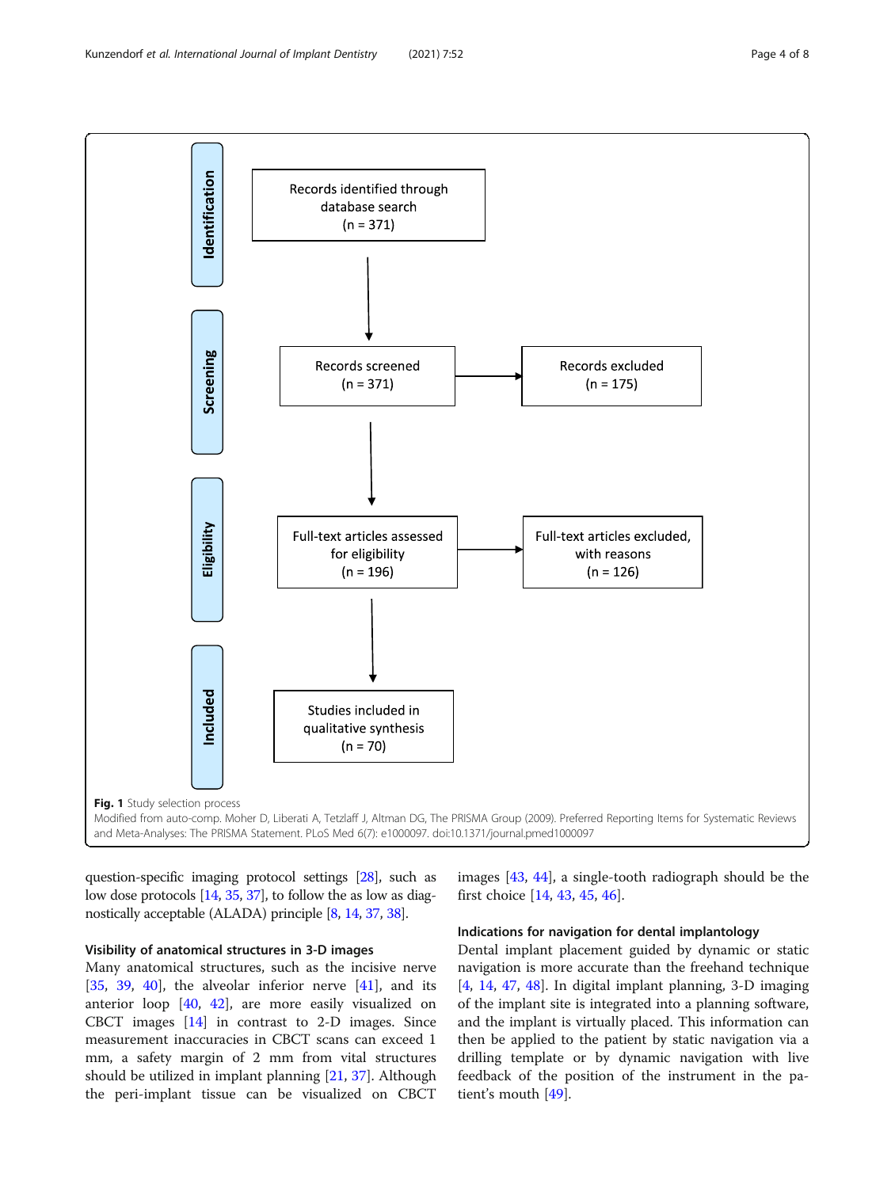**Identification**

Records identified through database search (n = 371)

**Screening**

Records screened (n = 371) → Records excluded (n = 175)

**Eligibility**

Full-text articles assessed for eligibility (n = 196) → Full-text articles excluded, with reasons (n = 126)

**Included**

Studies included in qualitative synthesis (n = 70)

**Fig. 1** Study selection process
Modified from auto-comp. Moher D, Liberati A, Tetzlaff J, Altman DG, The PRISMA Group (2009). Preferred Reporting Items for Systematic Reviews and Meta-Analyses: The PRISMA Statement. PLoS Med 6(7): e1000097. doi:10.1371/journal.pmed1000097

question-specific imaging protocol settings [28], such as low dose protocols [14, 35, 37], to follow the as low as diagnostically acceptable (ALADA) principle [8, 14, 37, 38].

### Visibility of anatomical structures in 3-D images

Many anatomical structures, such as the incisive nerve [35, 39, 40], the alveolar inferior nerve [41], and its anterior loop [40, 42], are more easily visualized on CBCT images [14] in contrast to 2-D images. Since measurement inaccuracies in CBCT scans can exceed 1 mm, a safety margin of 2 mm from vital structures should be utilized in implant planning [21, 37]. Although the peri-implant tissue can be visualized on CBCT images [43, 44], a single-tooth radiograph should be the first choice [14, 43, 45, 46].

### Indications for navigation for dental implantology

Dental implant placement guided by dynamic or static navigation is more accurate than the freehand technique [4, 14, 47, 48]. In digital implant planning, 3-D imaging of the implant site is integrated into a planning software, and the implant is virtually placed. This information can then be applied to the patient by static navigation via a drilling template or by dynamic navigation with live feedback of the position of the instrument in the patient's mouth [49].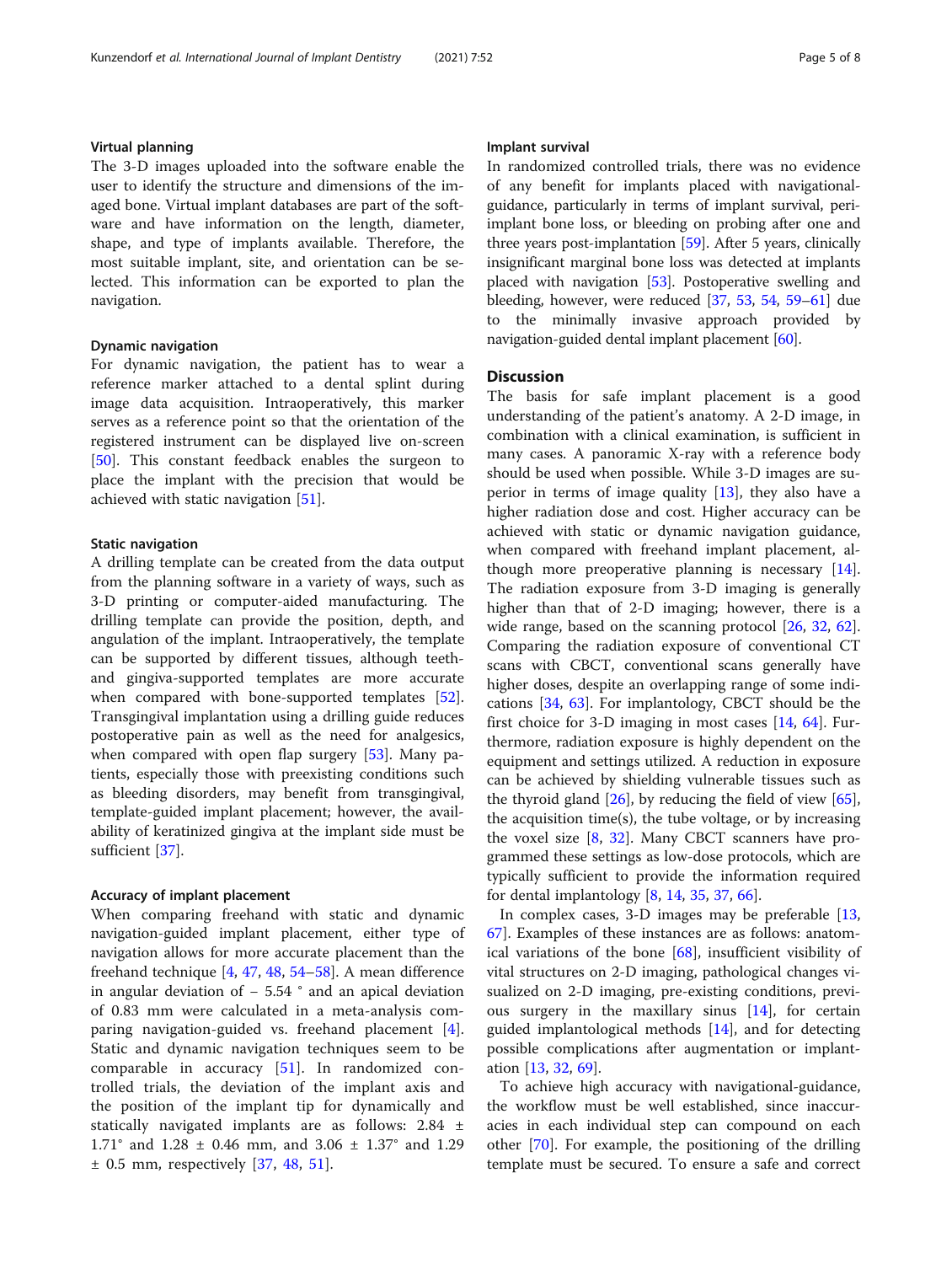### Virtual planning

The 3-D images uploaded into the software enable the user to identify the structure and dimensions of the imaged bone. Virtual implant databases are part of the software and have information on the length, diameter, shape, and type of implants available. Therefore, the most suitable implant, site, and orientation can be selected. This information can be exported to plan the navigation.

### Dynamic navigation

For dynamic navigation, the patient has to wear a reference marker attached to a dental splint during image data acquisition. Intraoperatively, this marker serves as a reference point so that the orientation of the registered instrument can be displayed live on-screen [50]. This constant feedback enables the surgeon to place the implant with the precision that would be achieved with static navigation [51].

### Static navigation

A drilling template can be created from the data output from the planning software in a variety of ways, such as 3-D printing or computer-aided manufacturing. The drilling template can provide the position, depth, and angulation of the implant. Intraoperatively, the template can be supported by different tissues, although teeth- and gingiva-supported templates are more accurate when compared with bone-supported templates [52]. Transgingival implantation using a drilling guide reduces postoperative pain as well as the need for analgesics, when compared with open flap surgery [53]. Many patients, especially those with preexisting conditions such as bleeding disorders, may benefit from transgingival, template-guided implant placement; however, the availability of keratinized gingiva at the implant side must be sufficient [37].

### Accuracy of implant placement

When comparing freehand with static and dynamic navigation-guided implant placement, either type of navigation allows for more accurate placement than the freehand technique [4, 47, 48, 54–58]. A mean difference in angular deviation of − 5.54 ° and an apical deviation of 0.83 mm were calculated in a meta-analysis comparing navigation-guided vs. freehand placement [4]. Static and dynamic navigation techniques seem to be comparable in accuracy [51]. In randomized controlled trials, the deviation of the implant axis and the position of the implant tip for dynamically and statically navigated implants are as follows: 2.84 ± 1.71° and 1.28 ± 0.46 mm, and 3.06 ± 1.37° and 1.29 ± 0.5 mm, respectively [37, 48, 51].

### Implant survival

In randomized controlled trials, there was no evidence of any benefit for implants placed with navigational-guidance, particularly in terms of implant survival, peri-implant bone loss, or bleeding on probing after one and three years post-implantation [59]. After 5 years, clinically insignificant marginal bone loss was detected at implants placed with navigation [53]. Postoperative swelling and bleeding, however, were reduced [37, 53, 54, 59–61] due to the minimally invasive approach provided by navigation-guided dental implant placement [60].

## Discussion

The basis for safe implant placement is a good understanding of the patient's anatomy. A 2-D image, in combination with a clinical examination, is sufficient in many cases. A panoramic X-ray with a reference body should be used when possible. While 3-D images are superior in terms of image quality [13], they also have a higher radiation dose and cost. Higher accuracy can be achieved with static or dynamic navigation guidance, when compared with freehand implant placement, although more preoperative planning is necessary [14]. The radiation exposure from 3-D imaging is generally higher than that of 2-D imaging; however, there is a wide range, based on the scanning protocol [26, 32, 62]. Comparing the radiation exposure of conventional CT scans with CBCT, conventional scans generally have higher doses, despite an overlapping range of some indications [34, 63]. For implantology, CBCT should be the first choice for 3-D imaging in most cases [14, 64]. Furthermore, radiation exposure is highly dependent on the equipment and settings utilized. A reduction in exposure can be achieved by shielding vulnerable tissues such as the thyroid gland [26], by reducing the field of view [65], the acquisition time(s), the tube voltage, or by increasing the voxel size [8, 32]. Many CBCT scanners have programmed these settings as low-dose protocols, which are typically sufficient to provide the information required for dental implantology [8, 14, 35, 37, 66].

In complex cases, 3-D images may be preferable [13, 67]. Examples of these instances are as follows: anatomical variations of the bone [68], insufficient visibility of vital structures on 2-D imaging, pathological changes visualized on 2-D imaging, pre-existing conditions, previous surgery in the maxillary sinus [14], for certain guided implantological methods [14], and for detecting possible complications after augmentation or implantation [13, 32, 69].

To achieve high accuracy with navigational-guidance, the workflow must be well established, since inaccuracies in each individual step can compound on each other [70]. For example, the positioning of the drilling template must be secured. To ensure a safe and correct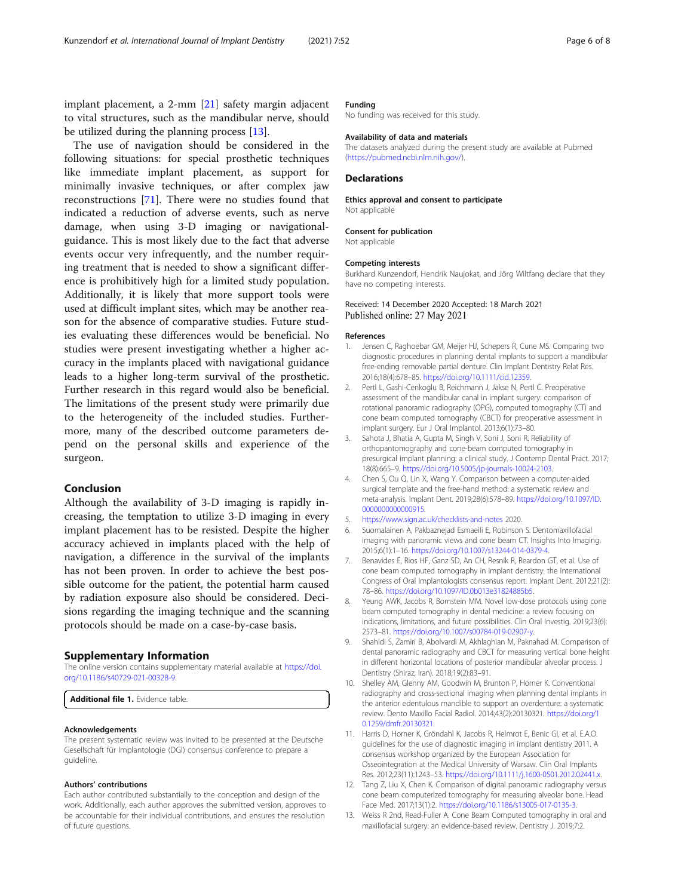implant placement, a 2-mm [21] safety margin adjacent to vital structures, such as the mandibular nerve, should be utilized during the planning process [13].

The use of navigation should be considered in the following situations: for special prosthetic techniques like immediate implant placement, as support for minimally invasive techniques, or after complex jaw reconstructions [71]. There were no studies found that indicated a reduction of adverse events, such as nerve damage, when using 3-D imaging or navigational-guidance. This is most likely due to the fact that adverse events occur very infrequently, and the number requiring treatment that is needed to show a significant difference is prohibitively high for a limited study population. Additionally, it is likely that more support tools were used at difficult implant sites, which may be another reason for the absence of comparative studies. Future studies evaluating these differences would be beneficial. No studies were present investigating whether a higher accuracy in the implants placed with navigational guidance leads to a higher long-term survival of the prosthetic. Further research in this regard would also be beneficial. The limitations of the present study were primarily due to the heterogeneity of the included studies. Furthermore, many of the described outcome parameters depend on the personal skills and experience of the surgeon.

## Conclusion

Although the availability of 3-D imaging is rapidly increasing, the temptation to utilize 3-D imaging in every implant placement has to be resisted. Despite the higher accuracy achieved in implants placed with the help of navigation, a difference in the survival of the implants has not been proven. In order to achieve the best possible outcome for the patient, the potential harm caused by radiation exposure also should be considered. Decisions regarding the imaging technique and the scanning protocols should be made on a case-by-case basis.

## Supplementary Information

The online version contains supplementary material available at https://doi.org/10.1186/s40729-021-00328-9.

**Additional file 1.** Evidence table.

#### Acknowledgements

The present systematic review was invited to be presented at the Deutsche Gesellschaft für Implantologie (DGI) consensus conference to prepare a guideline.

#### Authors' contributions

Each author contributed substantially to the conception and design of the work. Additionally, each author approves the submitted version, approves to be accountable for their individual contributions, and ensures the resolution of future questions.

#### Funding

No funding was received for this study.

#### Availability of data and materials

The datasets analyzed during the present study are available at Pubmed (https://pubmed.ncbi.nlm.nih.gov/).

## Declarations

#### Ethics approval and consent to participate

Not applicable

#### Consent for publication

Not applicable

#### Competing interests

Burkhard Kunzendorf, Hendrik Naujokat, and Jörg Wiltfang declare that they have no competing interests.

Received: 14 December 2020 Accepted: 18 March 2021
Published online: 27 May 2021

#### References

1. Jensen C, Raghoebar GM, Meijer HJ, Schepers R, Cune MS. Comparing two diagnostic procedures in planning dental implants to support a mandibular free-ending removable partial denture. Clin Implant Dentistry Relat Res. 2016;18(4):678–85. https://doi.org/10.1111/cid.12359.
2. Pertl L, Gashi-Cenkoglu B, Reichmann J, Jakse N, Pertl C. Preoperative assessment of the mandibular canal in implant surgery: comparison of rotational panoramic radiography (OPG), computed tomography (CT) and cone beam computed tomography (CBCT) for preoperative assessment in implant surgery. Eur J Oral Implantol. 2013;6(1):73–80.
3. Sahota J, Bhatia A, Gupta M, Singh V, Soni J, Soni R. Reliability of orthopantomography and cone-beam computed tomography in presurgical implant planning: a clinical study. J Contemp Dental Pract. 2017; 18(8):665–9. https://doi.org/10.5005/jp-journals-10024-2103.
4. Chen S, Ou Q, Lin X, Wang Y. Comparison between a computer-aided surgical template and the free-hand method: a systematic review and meta-analysis. Implant Dent. 2019;28(6):578–89. https://doi.org/10.1097/ID.0000000000000915.
5. https://www.sign.ac.uk/checklists-and-notes 2020.
6. Suomalainen A, Pakbaznejad Esmaeili E, Robinson S. Dentomaxillofacial imaging with panoramic views and cone beam CT. Insights Into Imaging. 2015;6(1):1–16. https://doi.org/10.1007/s13244-014-0379-4.
7. Benavides E, Rios HF, Ganz SD, An CH, Resnik R, Reardon GT, et al. Use of cone beam computed tomography in implant dentistry: the International Congress of Oral Implantologists consensus report. Implant Dent. 2012;21(2): 78–86. https://doi.org/10.1097/ID.0b013e31824885b5.
8. Yeung AWK, Jacobs R, Bornstein MM. Novel low-dose protocols using cone beam computed tomography in dental medicine: a review focusing on indications, limitations, and future possibilities. Clin Oral Investig. 2019;23(6): 2573–81. https://doi.org/10.1007/s00784-019-02907-y.
9. Shahidi S, Zamiri B, Abolvardi M, Akhlaghian M, Paknahad M. Comparison of dental panoramic radiography and CBCT for measuring vertical bone height in different horizontal locations of posterior mandibular alveolar process. J Dentistry (Shiraz, Iran). 2018;19(2):83–91.
10. Shelley AM, Glenny AM, Goodwin M, Brunton P, Horner K. Conventional radiography and cross-sectional imaging when planning dental implants in the anterior edentulous mandible to support an overdenture: a systematic review. Dento Maxillo Facial Radiol. 2014;43(2):20130321. https://doi.org/10.1259/dmfr.20130321.
11. Harris D, Horner K, Gröndahl K, Jacobs R, Helmrot E, Benic GI, et al. E.A.O. guidelines for the use of diagnostic imaging in implant dentistry 2011. A consensus workshop organized by the European Association for Osseointegration at the Medical University of Warsaw. Clin Oral Implants Res. 2012;23(11):1243–53. https://doi.org/10.1111/j.1600-0501.2012.02441.x.
12. Tang Z, Liu X, Chen K. Comparison of digital panoramic radiography versus cone beam computerized tomography for measuring alveolar bone. Head Face Med. 2017;13(1):2. https://doi.org/10.1186/s13005-017-0135-3.
13. Weiss R 2nd, Read-Fuller A. Cone Beam Computed tomography in oral and maxillofacial surgery: an evidence-based review. Dentistry J. 2019;7:2.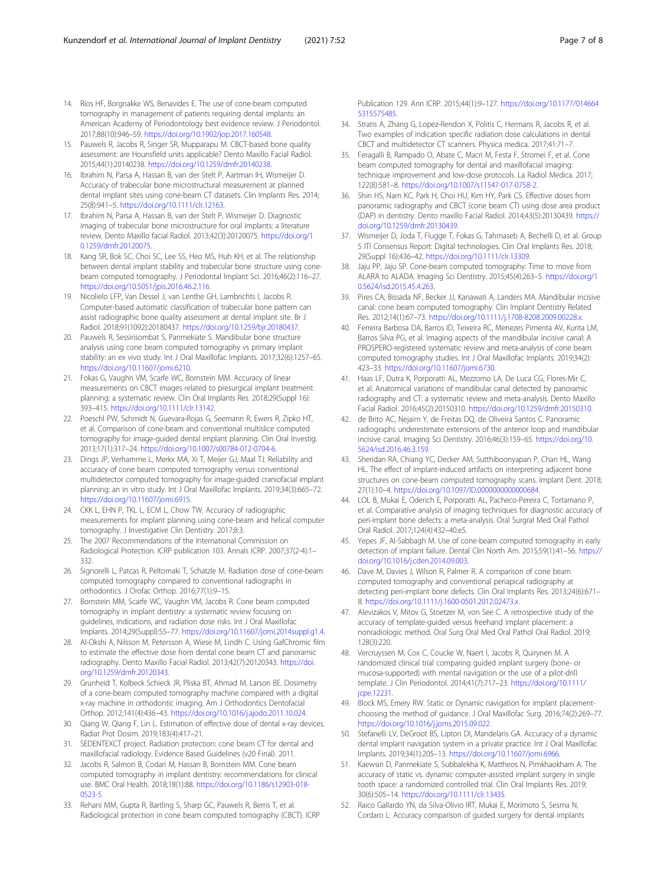14. Rios HF, Borgnakke WS, Benavides E. The use of cone-beam computed tomography in management of patients requiring dental implants: an American Academy of Periodontology best evidence review. J Periodontol. 2017;88(10):946–59. https://doi.org/10.1902/jop.2017.160548.
15. Pauwels R, Jacobs R, Singer SR, Mupparapu M. CBCT-based bone quality assessment: are Hounsfield units applicable? Dento Maxillo Facial Radiol. 2015;44(1):20140238. https://doi.org/10.1259/dmfr.20140238.
16. Ibrahim N, Parsa A, Hassan B, van der Stelt P, Aartman IH, Wismeijer D. Accuracy of trabecular bone microstructural measurement at planned dental implant sites using cone-beam CT datasets. Clin Implants Res. 2014; 25(8):941–5. https://doi.org/10.1111/clr.12163.
17. Ibrahim N, Parsa A, Hassan B, van der Stelt P, Wismeijer D. Diagnostic imaging of trabecular bone microstructure for oral implants: a literature review. Dento Maxillo facial Radiol. 2013;42(3):20120075. https://doi.org/10.1259/dmfr.20120075.
18. Kang SR, Bok SC, Choi SC, Lee SS, Heo MS, Huh KH, et al. The relationship between dental implant stability and trabecular bone structure using cone-beam computed tomography. J Periodontal Implant Sci. 2016;46(2):116–27. https://doi.org/10.5051/jpis.2016.46.2.116.
19. Nicolielo LFP, Van Dessel J, van Lenthe GH, Lambrichts I, Jacobs R. Computer-based automatic classification of trabecular bone pattern can assist radiographic bone quality assessment at dental implant site. Br J Radiol. 2018;91(1092):20180437. https://doi.org/10.1259/bjr.20180437.
20. Pauwels R, Sessirisombat S, Panmekiate S. Mandibular bone structure analysis using cone beam computed tomography vs primary implant stability: an ex vivo study. Int J Oral Maxillofac Implants. 2017;32(6):1257–65. https://doi.org/10.11607/jomi.6210.
21. Fokas G, Vaughn VM, Scarfe WC, Bornstein MM. Accuracy of linear measurements on CBCT images related to presurgical implant treatment planning: a systematic review. Clin Oral Implants Res. 2018;29(Suppl 16): 393–415. https://doi.org/10.1111/clr.13142.
22. Poeschl PW, Schmidt N, Guevara-Rojas G, Seemann R, Ewers R, Zipko HT, et al. Comparison of cone-beam and conventional multislice computed tomography for image-guided dental implant planning. Clin Oral Investig. 2013;17(1):317–24. https://doi.org/10.1007/s00784-012-0704-6.
23. Dings JP, Verhamme L, Merkx MA, Xi T, Meijer GJ, Maal TJ. Reliability and accuracy of cone beam computed tomography versus conventional multidetector computed tomography for image-guided craniofacial implant planning: an in vitro study. Int J Oral Maxillofac Implants. 2019;34(3):665–72. https://doi.org/10.11607/jomi.6915.
24. CKK L, EHN P, TKL L, ECM L, Chow TW. Accuracy of radiographic measurements for implant planning using cone-beam and helical computer tomography. J Investigative Clin Dentistry. 2017;8:3.
25. The 2007 Recommendations of the International Commission on Radiological Protection. ICRP publication 103. Annals ICRP. 2007;37(2-4):1–332.
26. Signorelli L, Patcas R, Peltomaki T, Schatzle M. Radiation dose of cone-beam computed tomography compared to conventional radiographs in orthodontics. J Orofac Orthop. 2016;77(1):9–15.
27. Bornstein MM, Scarfe WC, Vaughn VM, Jacobs R. Cone beam computed tomography in implant dentistry: a systematic review focusing on guidelines, indications, and radiation dose risks. Int J Oral Maxillofac Implants. 2014;29(Suppl):55–77. https://doi.org/10.11607/jomi.2014suppl.g1.4.
28. Al-Okshi A, Nilsson M, Petersson A, Wiese M, Lindh C. Using GafChromic film to estimate the effective dose from dental cone beam CT and panoramic radiography. Dento Maxillo Facial Radiol. 2013;42(7):20120343. https://doi.org/10.1259/dmfr.20120343.
29. Grunheid T, Kolbeck Schieck JR, Pliska BT, Ahmad M, Larson BE. Dosimetry of a cone-beam computed tomography machine compared with a digital x-ray machine in orthodontic imaging. Am J Orthodontics Dentofacial Orthop. 2012;141(4):436–43. https://doi.org/10.1016/j.ajodo.2011.10.024.
30. Qiang W, Qiang F, Lin L. Estimation of effective dose of dental x-ray devices. Radiat Prot Dosim. 2019;183(4):417–21.
31. SEDENTEXCT project. Radiation protection: cone beam CT for dental and maxillofacial radiology. Evidence Based Guidelines (v20 Final). 2011.
32. Jacobs R, Salmon B, Codari M, Hassan B, Bornstein MM. Cone beam computed tomography in implant dentistry: recommendations for clinical use. BMC Oral Health. 2018;18(1):88. https://doi.org/10.1186/s12903-018-0523-5.
33. Rehani MM, Gupta R, Bartling S, Sharp GC, Pauwels R, Berris T, et al. Radiological protection in cone beam computed tomography (CBCT). ICRP Publication 129. Ann ICRP. 2015;44(1):9–127. https://doi.org/10.1177/0146645315575485.
34. Stratis A, Zhang G, Lopez-Rendon X, Politis C, Hermans R, Jacobs R, et al. Two examples of indication specific radiation dose calculations in dental CBCT and multidetector CT scanners. Physica medica. 2017;41:71–7.
35. Feragalli B, Rampado O, Abate C, Macri M, Festa F, Stromei F, et al. Cone beam computed tomography for dental and maxillofacial imaging: technique improvement and low-dose protocols. La Radiol Medica. 2017; 122(8):581–8. https://doi.org/10.1007/s11547-017-0758-2.
36. Shin HS, Nam KC, Park H, Choi HU, Kim HY, Park CS. Effective doses from panoramic radiography and CBCT (cone beam CT) using dose area product (DAP) in dentistry. Dento maxillo Facial Radiol. 2014;43(5):20130439. https://doi.org/10.1259/dmfr.20130439.
37. Wismeijer D, Joda T, Flugge T, Fokas G, Tahmaseb A, Bechelli D, et al. Group 5 ITI Consensus Report: Digital technologies. Clin Oral Implants Res. 2018; 29(Suppl 16):436–42. https://doi.org/10.1111/clr.13309.
38. Jaju PP, Jaju SP. Cone-beam computed tomography: Time to move from ALARA to ALADA. Imaging Sci Dentistry. 2015;45(4):263–5. https://doi.org/10.5624/isd.2015.45.4.263.
39. Pires CA, Bissada NF, Becker JJ, Kanawati A, Landers MA. Mandibular incisive canal: cone beam computed tomography. Clin Implant Dentistry Related Res. 2012;14(1):67–73. https://doi.org/10.1111/j.1708-8208.2009.00228.x.
40. Ferreira Barbosa DA, Barros ID, Teixeira RC, Menezes Pimenta AV, Kurita LM, Barros Silva PG, et al. Imaging aspects of the mandibular incisive canal: A PROSPERO-registered systematic review and meta-analysis of cone beam computed tomography studies. Int J Oral Maxillofac Implants. 2019;34(2): 423–33. https://doi.org/10.11607/jomi.6730.
41. Haas LF, Dutra K, Porporatti AL, Mezzomo LA, De Luca CG, Flores-Mir C, et al. Anatomical variations of mandibular canal detected by panoramic radiography and CT: a systematic review and meta-analysis. Dento Maxillo Facial Radiol. 2016;45(2):20150310. https://doi.org/10.1259/dmfr.20150310.
42. de Brito AC, Nejaim Y, de Freitas DQ, de Oliveira Santos C. Panoramic radiographs underestimate extensions of the anterior loop and mandibular incisive canal. Imaging Sci Dentistry. 2016;46(3):159–65. https://doi.org/10.5624/isd.2016.46.3.159.
43. Sheridan RA, Chiang YC, Decker AM, Sutthiboonyapan P, Chan HL, Wang HL. The effect of implant-induced artifacts on interpreting adjacent bone structures on cone-beam computed tomography scans. Implant Dent. 2018; 27(1):10–4. https://doi.org/10.1097/ID.0000000000000684.
44. LOL B, Mukai E, Oderich E, Porporatti AL, Pacheco-Pereira C, Tortamano P, et al. Comparative analysis of imaging techniques for diagnostic accuracy of peri-implant bone defects: a meta-analysis. Oral Surgral Med Oral Pathol Oral Radiol. 2017;124(4):432–40.e5.
45. Yepes JF, Al-Sabbagh M. Use of cone-beam computed tomography in early detection of implant failure. Dental Clin North Am. 2015;59(1):41–56. https://doi.org/10.1016/j.cden.2014.09.003.
46. Dave M, Davies J, Wilson R, Palmer R. A comparison of cone beam computed tomography and conventional periapical radiography at detecting peri-implant bone defects. Clin Oral Implants Res. 2013;24(6):671–8. https://doi.org/10.1111/j.1600-0501.2012.02473.x.
47. Alevizakos V, Mitov G, Stoetzer M, von See C. A retrospective study of the accuracy of template-guided versus freehand implant placement: a nonradiologic method. Oral Surg Oral Med Oral Pathol Oral Radiol. 2019; 128(3):220.
48. Vercruyssen M, Cox C, Coucke W, Naert I, Jacobs R, Quirynen M. A randomized clinical trial comparing guided implant surgery (bone- or mucosa-supported) with mental navigation or the use of a pilot-drill template. J Clin Periodontol. 2014;41(7):717–23. https://doi.org/10.1111/jcpe.12231.
49. Block MS, Emery RW. Static or Dynamic navigation for implant placement-choosing the method of guidance. J Oral Maxillofac Surg. 2016;74(2):269–77. https://doi.org/10.1016/j.joms.2015.09.022.
50. Stefanelli LV, DeGroot BS, Lipton DI, Mandelaris GA. Accuracy of a dynamic dental implant navigation system in a private practice. Int J Oral Maxillofac Implants. 2019;34(1):205–13. https://doi.org/10.11607/jomi.6966.
51. Kaewsiri D, Panmekiate S, Subbalekha K, Mattheos N, Pimkhaokham A. The accuracy of static vs. dynamic computer-assisted implant surgery in single tooth space: a randomized controlled trial. Clin Oral Implants Res. 2019; 30(6):505–14. https://doi.org/10.1111/clr.13435.
52. Raico Gallardo YN, da Silva-Olivio IRT, Mukai E, Morimoto S, Sesma N, Cordaro L. Accuracy comparison of guided surgery for dental implants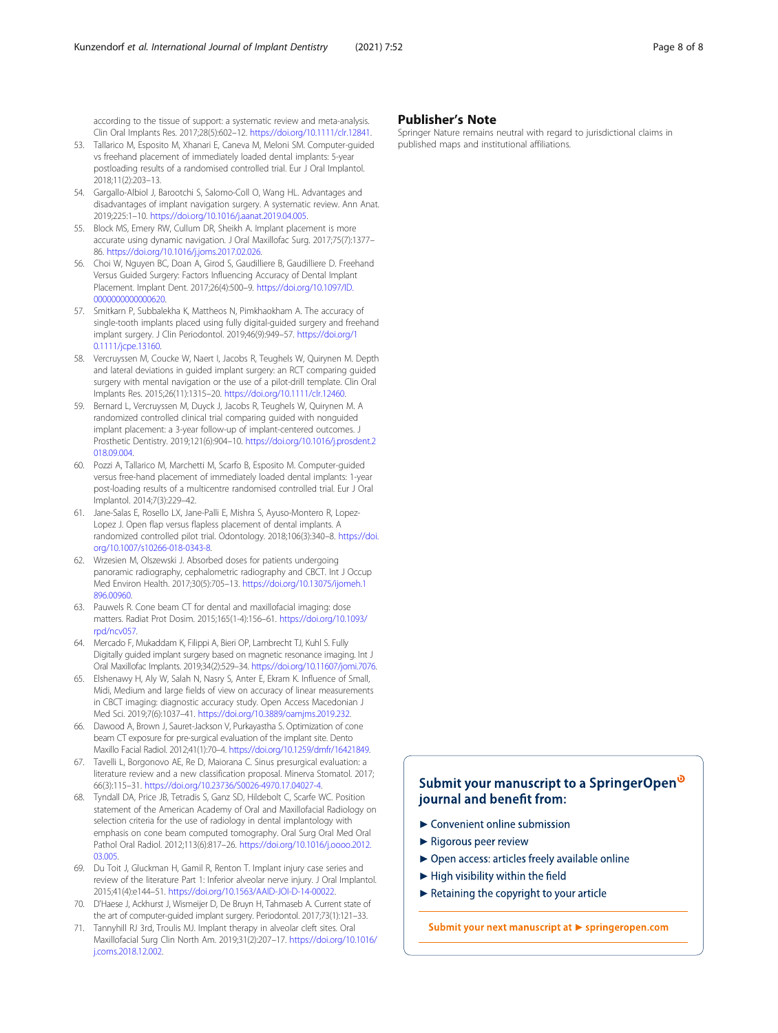according to the tissue of support: a systematic review and meta-analysis. Clin Oral Implants Res. 2017;28(5):602–12. https://doi.org/10.1111/clr.12841.

53. Tallarico M, Esposito M, Xhanari E, Caneva M, Meloni SM. Computer-guided vs freehand placement of immediately loaded dental implants: 5-year postloading results of a randomised controlled trial. Eur J Oral Implantol. 2018;11(2):203–13.
54. Gargallo-Albiol J, Barootchi S, Salomo-Coll O, Wang HL. Advantages and disadvantages of implant navigation surgery. A systematic review. Ann Anat. 2019;225:1–10. https://doi.org/10.1016/j.aanat.2019.04.005.
55. Block MS, Emery RW, Cullum DR, Sheikh A. Implant placement is more accurate using dynamic navigation. J Oral Maxillofac Surg. 2017;75(7):1377–86. https://doi.org/10.1016/j.joms.2017.02.026.
56. Choi W, Nguyen BC, Doan A, Girod S, Gaudilliere B, Gaudilliere D. Freehand Versus Guided Surgery: Factors Influencing Accuracy of Dental Implant Placement. Implant Dent. 2017;26(4):500–9. https://doi.org/10.1097/ID.0000000000000620.
57. Smitkarn P, Subbalekha K, Mattheos N, Pimkhaokham A. The accuracy of single-tooth implants placed using fully digital-guided surgery and freehand implant surgery. J Clin Periodontol. 2019;46(9):949–57. https://doi.org/10.1111/jcpe.13160.
58. Vercruyssen M, Coucke W, Naert I, Jacobs R, Teughels W, Quirynen M. Depth and lateral deviations in guided implant surgery: an RCT comparing guided surgery with mental navigation or the use of a pilot-drill template. Clin Oral Implants Res. 2015;26(11):1315–20. https://doi.org/10.1111/clr.12460.
59. Bernard L, Vercruyssen M, Duyck J, Jacobs R, Teughels W, Quirynen M. A randomized controlled clinical trial comparing guided with nonguided implant placement: a 3-year follow-up of implant-centered outcomes. J Prosthetic Dentistry. 2019;121(6):904–10. https://doi.org/10.1016/j.prosdent.2018.09.004.
60. Pozzi A, Tallarico M, Marchetti M, Scarfo B, Esposito M. Computer-guided versus free-hand placement of immediately loaded dental implants: 1-year post-loading results of a multicentre randomised controlled trial. Eur J Oral Implantol. 2014;7(3):229–42.
61. Jane-Salas E, Rosello LX, Jane-Palli E, Mishra S, Ayuso-Montero R, Lopez-Lopez J. Open flap versus flapless placement of dental implants. A randomized controlled pilot trial. Odontology. 2018;106(3):340–8. https://doi.org/10.1007/s10266-018-0343-8.
62. Wrzesien M, Olszewski J. Absorbed doses for patients undergoing panoramic radiography, cephalometric radiography and CBCT. Int J Occup Med Environ Health. 2017;30(5):705–13. https://doi.org/10.13075/ijomeh.1896.00960.
63. Pauwels R. Cone beam CT for dental and maxillofacial imaging: dose matters. Radiat Prot Dosim. 2015;165(1-4):156–61. https://doi.org/10.1093/rpd/ncv057.
64. Mercado F, Mukaddam K, Filippi A, Bieri OP, Lambrecht TJ, Kuhl S. Fully Digitally guided implant surgery based on magnetic resonance imaging. Int J Oral Maxillofac Implants. 2019;34(2):529–34. https://doi.org/10.11607/jomi.7076.
65. Elshenawy H, Aly W, Salah N, Nasry S, Anter E, Ekram K. Influence of Small, Midi, Medium and large fields of view on accuracy of linear measurements in CBCT imaging: diagnostic accuracy study. Open Access Macedonian J Med Sci. 2019;7(6):1037–41. https://doi.org/10.3889/oamjms.2019.232.
66. Dawood A, Brown J, Sauret-Jackson V, Purkayastha S. Optimization of cone beam CT exposure for pre-surgical evaluation of the implant site. Dento Maxillo Facial Radiol. 2012;41(1):70–4. https://doi.org/10.1259/dmfr/16421849.
67. Tavelli L, Borgonovo AE, Re D, Maiorana C. Sinus presurgical evaluation: a literature review and a new classification proposal. Minerva Stomatol. 2017;66(3):115–31. https://doi.org/10.23736/S0026-4970.17.04027-4.
68. Tyndall DA, Price JB, Tetradis S, Ganz SD, Hildebolt C, Scarfe WC. Position statement of the American Academy of Oral and Maxillofacial Radiology on selection criteria for the use of radiology in dental implantology with emphasis on cone beam computed tomography. Oral Surg Oral Med Oral Pathol Oral Radiol. 2012;113(6):817–26. https://doi.org/10.1016/j.oooo.2012.03.005.
69. Du Toit J, Gluckman H, Gamil R, Renton T. Implant injury case series and review of the literature Part 1: Inferior alveolar nerve injury. J Oral Implantol. 2015;41(4):e144–51. https://doi.org/10.1563/AAID-JOI-D-14-00022.
70. D'Haese J, Ackhurst J, Wismeijer D, De Bruyn H, Tahmaseb A. Current state of the art of computer-guided implant surgery. Periodontol. 2017;73(1):121–33.
71. Tannyhill RJ 3rd, Troulis MJ. Implant therapy in alveolar cleft sites. Oral Maxillofacial Surg Clin North Am. 2019;31(2):207–17. https://doi.org/10.1016/j.coms.2018.12.002.

## Publisher's Note

Springer Nature remains neutral with regard to jurisdictional claims in published maps and institutional affiliations.

**Submit your manuscript to a SpringerOpen journal and benefit from:**

- ► Convenient online submission
- ► Rigorous peer review
- ► Open access: articles freely available online
- ► High visibility within the field
- ► Retaining the copyright to your article

**Submit your next manuscript at ► springeropen.com**